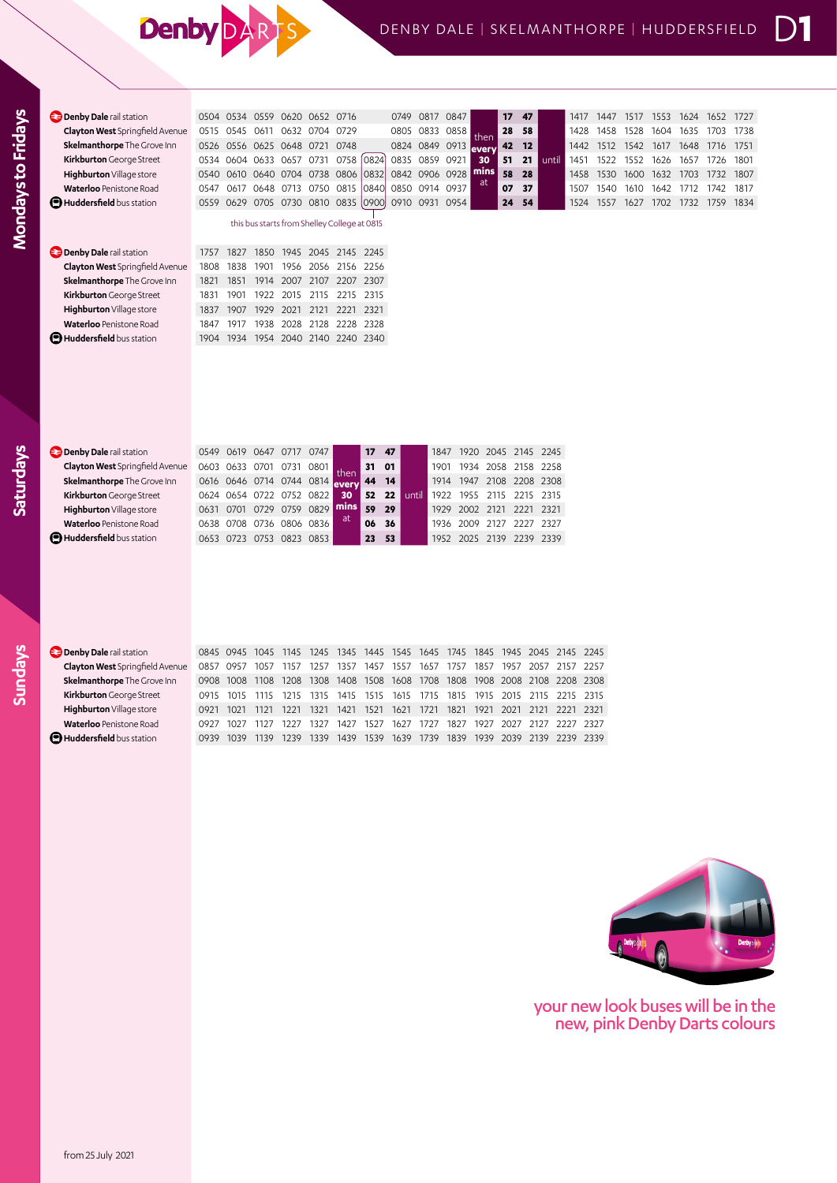# Denby DARTS

## DENBY DALE | SKELMANTHORPE | HUDDERSFIELD D1

### Mondays to Fridays

| Stop | | | | | | | | | | | | | | | | | | | | | |
|---|---|---|---|---|---|---|---|---|---|---|---|---|---|---|---|---|---|---|---|---|---|
| **Denby Dale** rail station | 0504 | 0534 | 0559 | 0620 | 0652 | 0716 | | 0749 | 0817 | 0847 | then every 30 mins at | 17 | 47 | until | 1417 | 1447 | 1517 | 1553 | 1624 | 1652 | 1727 |
| **Clayton West** Springfield Avenue | 0515 | 0545 | 0611 | 0632 | 0704 | 0729 | | 0805 | 0833 | 0858 | | 28 | 58 | | 1428 | 1458 | 1528 | 1604 | 1635 | 1703 | 1738 |
| **Skelmanthorpe** The Grove Inn | 0526 | 0556 | 0625 | 0648 | 0721 | 0748 | | 0824 | 0849 | 0913 | | 42 | 12 | | 1442 | 1512 | 1542 | 1617 | 1648 | 1716 | 1751 |
| **Kirkburton** George Street | 0534 | 0604 | 0633 | 0657 | 0731 | 0758 | 0824 | 0835 | 0859 | 0921 | | 51 | 21 | | 1451 | 1522 | 1552 | 1626 | 1657 | 1726 | 1801 |
| **Highburton** Village store | 0540 | 0610 | 0640 | 0704 | 0738 | 0806 | 0832 | 0842 | 0906 | 0928 | | 58 | 28 | | 1458 | 1530 | 1600 | 1632 | 1703 | 1732 | 1807 |
| **Waterloo** Penistone Road | 0547 | 0617 | 0648 | 0713 | 0750 | 0815 | 0840 | 0850 | 0914 | 0937 | | 07 | 37 | | 1507 | 1540 | 1610 | 1642 | 1712 | 1742 | 1817 |
| **Huddersfield** bus station | 0559 | 0629 | 0705 | 0730 | 0810 | 0835 | 0900 | 0910 | 0931 | 0954 | | 24 | 54 | | 1524 | 1557 | 1627 | 1702 | 1732 | 1759 | 1834 |

this bus starts from Shelley College at 0815

| Stop | | | | | | | |
|---|---|---|---|---|---|---|---|
| **Denby Dale** rail station | 1757 | 1827 | 1850 | 1945 | 2045 | 2145 | 2245 |
| **Clayton West** Springfield Avenue | 1808 | 1838 | 1901 | 1956 | 2056 | 2156 | 2256 |
| **Skelmanthorpe** The Grove Inn | 1821 | 1851 | 1914 | 2007 | 2107 | 2207 | 2307 |
| **Kirkburton** George Street | 1831 | 1901 | 1922 | 2015 | 2115 | 2215 | 2315 |
| **Highburton** Village store | 1837 | 1907 | 1929 | 2021 | 2121 | 2221 | 2321 |
| **Waterloo** Penistone Road | 1847 | 1917 | 1938 | 2028 | 2128 | 2228 | 2328 |
| **Huddersfield** bus station | 1904 | 1934 | 1954 | 2040 | 2140 | 2240 | 2340 |

### Saturdays

| Stop | | | | | | | | | | | | | | | |
|---|---|---|---|---|---|---|---|---|---|---|---|---|---|---|---|
| **Denby Dale** rail station | 0549 | 0619 | 0647 | 0717 | 0747 | then every 30 mins at | 17 | 47 | until | 1847 | 1920 | 2045 | 2145 | 2245 |
| **Clayton West** Springfield Avenue | 0603 | 0633 | 0701 | 0731 | 0801 | | 31 | 01 | | 1901 | 1934 | 2058 | 2158 | 2258 |
| **Skelmanthorpe** The Grove Inn | 0616 | 0646 | 0714 | 0744 | 0814 | | 44 | 14 | | 1914 | 1947 | 2108 | 2208 | 2308 |
| **Kirkburton** George Street | 0624 | 0654 | 0722 | 0752 | 0822 | | 52 | 22 | | 1922 | 1955 | 2115 | 2215 | 2315 |
| **Highburton** Village store | 0631 | 0701 | 0729 | 0759 | 0829 | | 59 | 29 | | 1929 | 2002 | 2121 | 2221 | 2321 |
| **Waterloo** Penistone Road | 0638 | 0708 | 0736 | 0806 | 0836 | | 06 | 36 | | 1936 | 2009 | 2127 | 2227 | 2327 |
| **Huddersfield** bus station | 0653 | 0723 | 0753 | 0823 | 0853 | | 23 | 53 | | 1952 | 2025 | 2139 | 2239 | 2339 |

### Sundays

| Stop | | | | | | | | | | | | | | | |
|---|---|---|---|---|---|---|---|---|---|---|---|---|---|---|---|
| **Denby Dale** rail station | 0845 | 0945 | 1045 | 1145 | 1245 | 1345 | 1445 | 1545 | 1645 | 1745 | 1845 | 1945 | 2045 | 2145 | 2245 |
| **Clayton West** Springfield Avenue | 0857 | 0957 | 1057 | 1157 | 1257 | 1357 | 1457 | 1557 | 1657 | 1757 | 1857 | 1957 | 2057 | 2157 | 2257 |
| **Skelmanthorpe** The Grove Inn | 0908 | 1008 | 1108 | 1208 | 1308 | 1408 | 1508 | 1608 | 1708 | 1808 | 1908 | 2008 | 2108 | 2208 | 2308 |
| **Kirkburton** George Street | 0915 | 1015 | 1115 | 1215 | 1315 | 1415 | 1515 | 1615 | 1715 | 1815 | 1915 | 2015 | 2115 | 2215 | 2315 |
| **Highburton** Village store | 0921 | 1021 | 1121 | 1221 | 1321 | 1421 | 1521 | 1621 | 1721 | 1821 | 1921 | 2021 | 2121 | 2221 | 2321 |
| **Waterloo** Penistone Road | 0927 | 1027 | 1127 | 1227 | 1327 | 1427 | 1527 | 1627 | 1727 | 1827 | 1927 | 2027 | 2127 | 2227 | 2327 |
| **Huddersfield** bus station | 0939 | 1039 | 1139 | 1239 | 1339 | 1439 | 1539 | 1639 | 1739 | 1839 | 1939 | 2039 | 2139 | 2239 | 2339 |

your new look buses will be in the new, pink Denby Darts colours

from 25 July 2021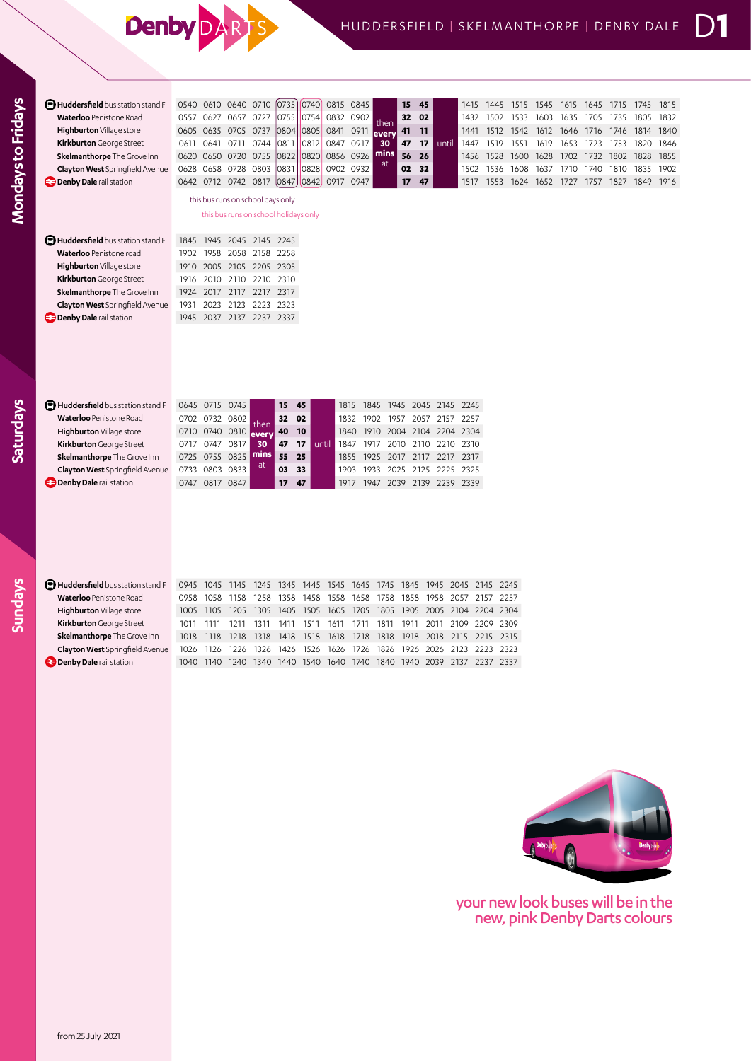# Denby DARTS — HUDDERSFIELD | SKELMANTHORPE | DENBY DALE — D1

## Mondays to Fridays

| | | | | | | | | | | | | | | | | | | | | | | | |
|---|---|---|---|---|---|---|---|---|---|---|---|---|---|---|---|---|---|---|---|---|---|---|---|
| **Huddersfield** bus station stand F | 0540 | 0610 | 0640 | 0710 | 0735 | 0740 | 0815 | 0845 | then every 30 mins at | **15** | **45** | until | 1415 | 1445 | 1515 | 1545 | 1615 | 1645 | 1715 | 1745 | 1815 |
| **Waterloo** Penistone Road | 0557 | 0627 | 0657 | 0727 | 0755 | 0754 | 0832 | 0902 | | **32** | **02** | | 1432 | 1502 | 1533 | 1603 | 1635 | 1705 | 1735 | 1805 | 1832 |
| **Highburton** Village store | 0605 | 0635 | 0705 | 0737 | 0804 | 0805 | 0841 | 0911 | | **41** | **11** | | 1441 | 1512 | 1542 | 1612 | 1646 | 1716 | 1746 | 1814 | 1840 |
| **Kirkburton** George Street | 0611 | 0641 | 0711 | 0744 | 0811 | 0812 | 0847 | 0917 | | **47** | **17** | | 1447 | 1519 | 1551 | 1619 | 1653 | 1723 | 1753 | 1820 | 1846 |
| **Skelmanthorpe** The Grove Inn | 0620 | 0650 | 0720 | 0755 | 0822 | 0820 | 0856 | 0926 | | **56** | **26** | | 1456 | 1528 | 1600 | 1628 | 1702 | 1732 | 1802 | 1828 | 1855 |
| **Clayton West** Springfield Avenue | 0628 | 0658 | 0728 | 0803 | 0831 | 0828 | 0902 | 0932 | | **02** | **32** | | 1502 | 1536 | 1608 | 1637 | 1710 | 1740 | 1810 | 1835 | 1902 |
| **Denby Dale** rail station | 0642 | 0712 | 0742 | 0817 | 0847 | 0842 | 0917 | 0947 | | **17** | **47** | | 1517 | 1553 | 1624 | 1652 | 1727 | 1757 | 1827 | 1849 | 1916 |

0735: this bus runs on school days only
0740: this bus runs on school holidays only

| | | | | | |
|---|---|---|---|---|---|
| **Huddersfield** bus station stand F | 1845 | 1945 | 2045 | 2145 | 2245 |
| **Waterloo** Penistone road | 1902 | 1958 | 2058 | 2158 | 2258 |
| **Highburton** Village store | 1910 | 2005 | 2105 | 2205 | 2305 |
| **Kirkburton** George Street | 1916 | 2010 | 2110 | 2210 | 2310 |
| **Skelmanthorpe** The Grove Inn | 1924 | 2017 | 2117 | 2217 | 2317 |
| **Clayton West** Springfield Avenue | 1931 | 2023 | 2123 | 2223 | 2323 |
| **Denby Dale** rail station | 1945 | 2037 | 2137 | 2237 | 2337 |

## Saturdays

| | | | | | | | | | | | | | | |
|---|---|---|---|---|---|---|---|---|---|---|---|---|---|---|
| **Huddersfield** bus station stand F | 0645 | 0715 | 0745 | then every 30 mins at | **15** | **45** | until | 1815 | 1845 | 1945 | 2045 | 2145 | 2245 |
| **Waterloo** Penistone Road | 0702 | 0732 | 0802 | | **32** | **02** | | 1832 | 1902 | 1957 | 2057 | 2157 | 2257 |
| **Highburton** Village store | 0710 | 0740 | 0810 | | **40** | **10** | | 1840 | 1910 | 2004 | 2104 | 2204 | 2304 |
| **Kirkburton** George Street | 0717 | 0747 | 0817 | | **47** | **17** | | 1847 | 1917 | 2010 | 2110 | 2210 | 2310 |
| **Skelmanthorpe** The Grove Inn | 0725 | 0755 | 0825 | | **55** | **25** | | 1855 | 1925 | 2017 | 2117 | 2217 | 2317 |
| **Clayton West** Springfield Avenue | 0733 | 0803 | 0833 | | **03** | **33** | | 1903 | 1933 | 2025 | 2125 | 2225 | 2325 |
| **Denby Dale** rail station | 0747 | 0817 | 0847 | | **17** | **47** | | 1917 | 1947 | 2039 | 2139 | 2239 | 2339 |

## Sundays

| | | | | | | | | | | | | | | |
|---|---|---|---|---|---|---|---|---|---|---|---|---|---|---|
| **Huddersfield** bus station stand F | 0945 | 1045 | 1145 | 1245 | 1345 | 1445 | 1545 | 1645 | 1745 | 1845 | 1945 | 2045 | 2145 | 2245 |
| **Waterloo** Penistone Road | 0958 | 1058 | 1158 | 1258 | 1358 | 1458 | 1558 | 1658 | 1758 | 1858 | 1958 | 2057 | 2157 | 2257 |
| **Highburton** Village store | 1005 | 1105 | 1205 | 1305 | 1405 | 1505 | 1605 | 1705 | 1805 | 1905 | 2005 | 2104 | 2204 | 2304 |
| **Kirkburton** George Street | 1011 | 1111 | 1211 | 1311 | 1411 | 1511 | 1611 | 1711 | 1811 | 1911 | 2011 | 2109 | 2209 | 2309 |
| **Skelmanthorpe** The Grove Inn | 1018 | 1118 | 1218 | 1318 | 1418 | 1518 | 1618 | 1718 | 1818 | 1918 | 2018 | 2115 | 2215 | 2315 |
| **Clayton West** Springfield Avenue | 1026 | 1126 | 1226 | 1326 | 1426 | 1526 | 1626 | 1726 | 1826 | 1926 | 2026 | 2123 | 2223 | 2323 |
| **Denby Dale** rail station | 1040 | 1140 | 1240 | 1340 | 1440 | 1540 | 1640 | 1740 | 1840 | 1940 | 2039 | 2137 | 2237 | 2337 |

your new look buses will be in the new, pink Denby Darts colours

from 25 July 2021